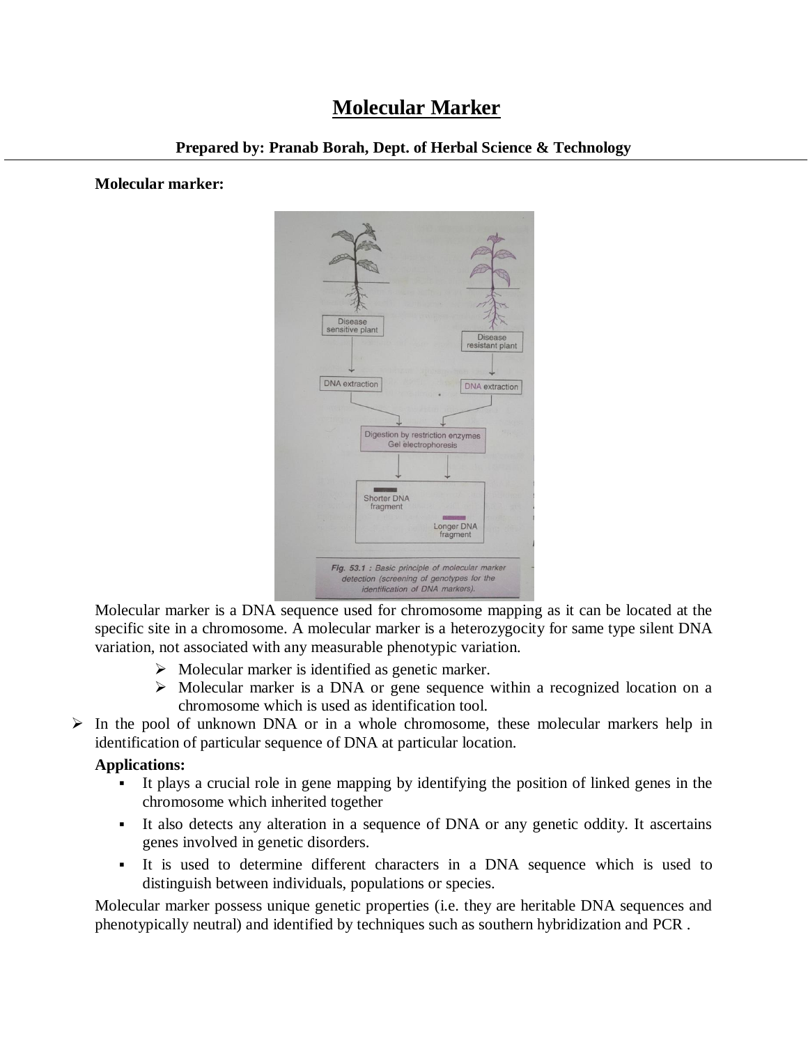# Molecular Marker

**Prepared by: Pranab Borah, Dept. of Herbal Science & Technology**

**Molecular marker:**

Fig. 53.1 : Basic principle of molecular marker detection (screening of genotypes for the identification of DNA markers).

Molecular marker is a DNA sequence used for chromosome mapping as it can be located at the specific site in a chromosome. A molecular marker is a heterozygocity for same type silent DNA variation, not associated with any measurable phenotypic variation.

- Molecular marker is identified as genetic marker.
- Molecular marker is a DNA or gene sequence within a recognized location on a chromosome which is used as identification tool.

- In the pool of unknown DNA or in a whole chromosome, these molecular markers help in identification of particular sequence of DNA at particular location.

**Applications:**

- It plays a crucial role in gene mapping by identifying the position of linked genes in the chromosome which inherited together
- It also detects any alteration in a sequence of DNA or any genetic oddity. It ascertains genes involved in genetic disorders.
- It is used to determine different characters in a DNA sequence which is used to distinguish between individuals, populations or species.

Molecular marker possess unique genetic properties (i.e. they are heritable DNA sequences and phenotypically neutral) and identified by techniques such as southern hybridization and PCR .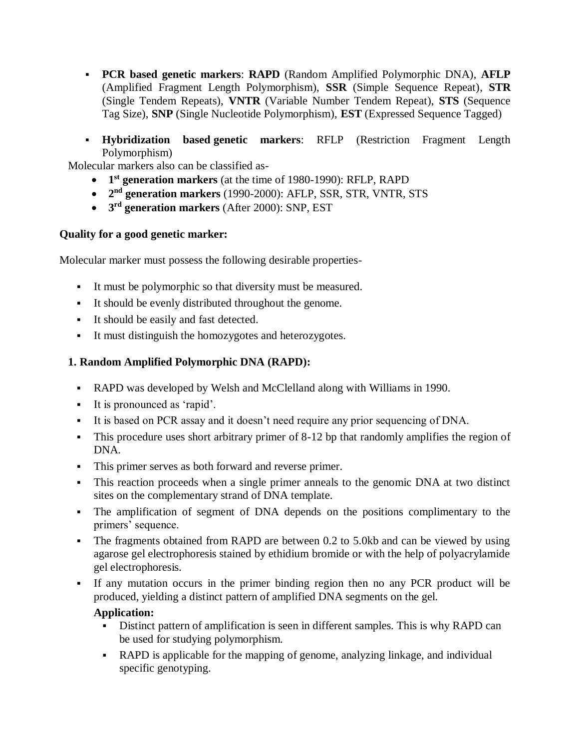- **PCR based genetic markers**: **RAPD** (Random Amplified Polymorphic DNA), **AFLP** (Amplified Fragment Length Polymorphism), **SSR** (Simple Sequence Repeat), **STR** (Single Tendem Repeats), **VNTR** (Variable Number Tendem Repeat), **STS** (Sequence Tag Size), **SNP** (Single Nucleotide Polymorphism), **EST** (Expressed Sequence Tagged)

- **Hybridization based genetic markers**: RFLP (Restriction Fragment Length Polymorphism)

Molecular markers also can be classified as-

- **1st generation markers** (at the time of 1980-1990): RFLP, RAPD
- **2nd generation markers** (1990-2000): AFLP, SSR, STR, VNTR, STS
- **3rd generation markers** (After 2000): SNP, EST

**Quality for a good genetic marker:**

Molecular marker must possess the following desirable properties-

- It must be polymorphic so that diversity must be measured.
- It should be evenly distributed throughout the genome.
- It should be easily and fast detected.
- It must distinguish the homozygotes and heterozygotes.

### 1. Random Amplified Polymorphic DNA (RAPD):

- RAPD was developed by Welsh and McClelland along with Williams in 1990.
- It is pronounced as 'rapid'.
- It is based on PCR assay and it doesn't need require any prior sequencing of DNA.
- This procedure uses short arbitrary primer of 8-12 bp that randomly amplifies the region of DNA.
- This primer serves as both forward and reverse primer.
- This reaction proceeds when a single primer anneals to the genomic DNA at two distinct sites on the complementary strand of DNA template.
- The amplification of segment of DNA depends on the positions complimentary to the primers' sequence.
- The fragments obtained from RAPD are between 0.2 to 5.0kb and can be viewed by using agarose gel electrophoresis stained by ethidium bromide or with the help of polyacrylamide gel electrophoresis.
- If any mutation occurs in the primer binding region then no any PCR product will be produced, yielding a distinct pattern of amplified DNA segments on the gel.

  **Application:**
  - Distinct pattern of amplification is seen in different samples. This is why RAPD can be used for studying polymorphism.
  - RAPD is applicable for the mapping of genome, analyzing linkage, and individual specific genotyping.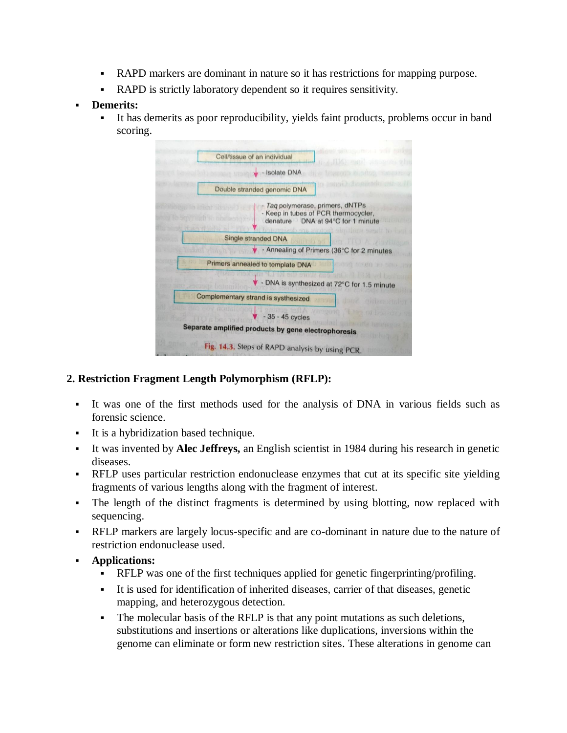- RAPD markers are dominant in nature so it has restrictions for mapping purpose.
- RAPD is strictly laboratory dependent so it requires sensitivity.
- **Demerits:**
  - It has demerits as poor reproducibility, yields faint products, problems occur in band scoring.

Cell/tissue of an individual

↓ - Isolate DNA

Double stranded genomic DNA

↓ - *Taq* polymerase, primers, dNTPs
- Keep in tubes of PCR thermocycler, denature DNA at 94°C for 1 minute

Single stranded DNA

↓ - Annealing of Primers (36°C for 2 minutes

Primers annealed to template DNA

↓ - DNA is synthesized at 72°C for 1.5 minute

Complementary strand is systhesized

↓ - 35 - 45 cycles

**Separate amplified products by gene electrophoresis**

Fig. 14.3. Steps of RAPD analysis by using PCR.

### 2. Restriction Fragment Length Polymorphism (RFLP):

- It was one of the first methods used for the analysis of DNA in various fields such as forensic science.
- It is a hybridization based technique.
- It was invented by **Alec Jeffreys,** an English scientist in 1984 during his research in genetic diseases.
- RFLP uses particular restriction endonuclease enzymes that cut at its specific site yielding fragments of various lengths along with the fragment of interest.
- The length of the distinct fragments is determined by using blotting, now replaced with sequencing.
- RFLP markers are largely locus-specific and are co-dominant in nature due to the nature of restriction endonuclease used.
- **Applications:**
  - RFLP was one of the first techniques applied for genetic fingerprinting/profiling.
  - It is used for identification of inherited diseases, carrier of that diseases, genetic mapping, and heterozygous detection.
  - The molecular basis of the RFLP is that any point mutations as such deletions, substitutions and insertions or alterations like duplications, inversions within the genome can eliminate or form new restriction sites. These alterations in genome can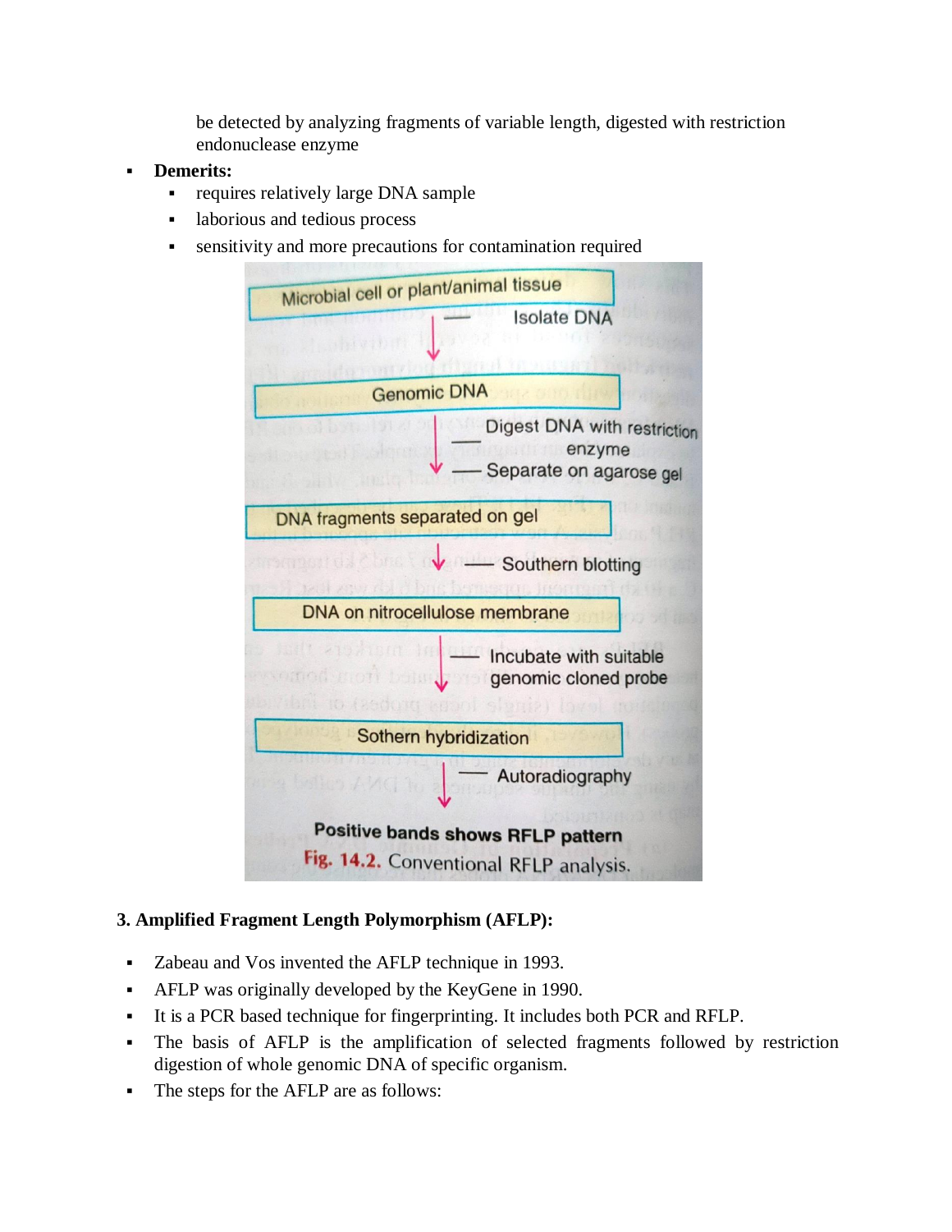be detected by analyzing fragments of variable length, digested with restriction endonuclease enzyme

- **Demerits:**
  - requires relatively large DNA sample
  - laborious and tedious process
  - sensitivity and more precautions for contamination required

Microbial cell or plant/animal tissue
↓ — Isolate DNA
Genomic DNA
↓ — Digest DNA with restriction enzyme
— Separate on agarose gel
DNA fragments separated on gel
↓ — Southern blotting
DNA on nitrocellulose membrane
↓ — Incubate with suitable genomic cloned probe
Sothern hybridization
↓ — Autoradiography
Positive bands shows RFLP pattern

Fig. 14.2. Conventional RFLP analysis.

**3. Amplified Fragment Length Polymorphism (AFLP):**

- Zabeau and Vos invented the AFLP technique in 1993.
- AFLP was originally developed by the KeyGene in 1990.
- It is a PCR based technique for fingerprinting. It includes both PCR and RFLP.
- The basis of AFLP is the amplification of selected fragments followed by restriction digestion of whole genomic DNA of specific organism.
- The steps for the AFLP are as follows: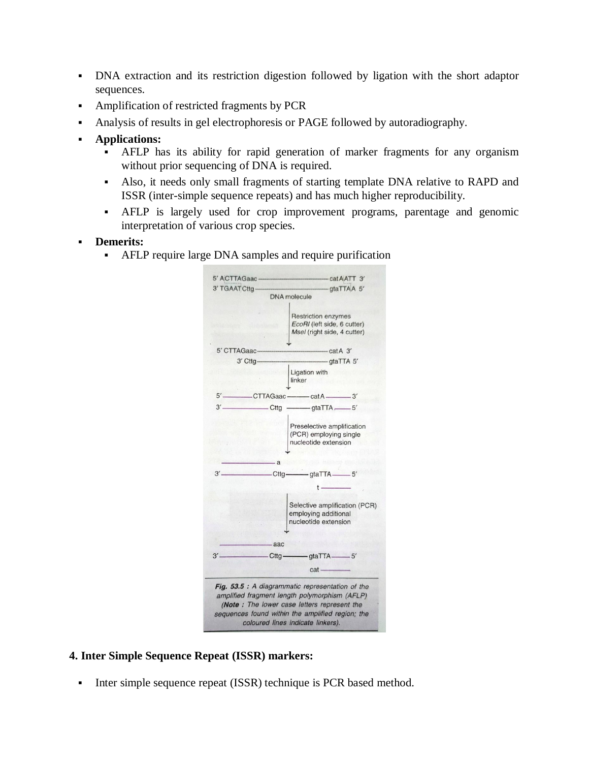- DNA extraction and its restriction digestion followed by ligation with the short adaptor sequences.
- Amplification of restricted fragments by PCR
- Analysis of results in gel electrophoresis or PAGE followed by autoradiography.
- **Applications:**
  - AFLP has its ability for rapid generation of marker fragments for any organism without prior sequencing of DNA is required.
  - Also, it needs only small fragments of starting template DNA relative to RAPD and ISSR (inter-simple sequence repeats) and has much higher reproducibility.
  - AFLP is largely used for crop improvement programs, parentage and genomic interpretation of various crop species.
- **Demerits:**
  - AFLP require large DNA samples and require purification

***Fig. 53.5 :** A diagrammatic representation of the amplified fragment length polymorphism (AFLP) (**Note** : The lower case letters represent the sequences found within the amplified region; the coloured lines indicate linkers).*

### 4. Inter Simple Sequence Repeat (ISSR) markers:

- Inter simple sequence repeat (ISSR) technique is PCR based method.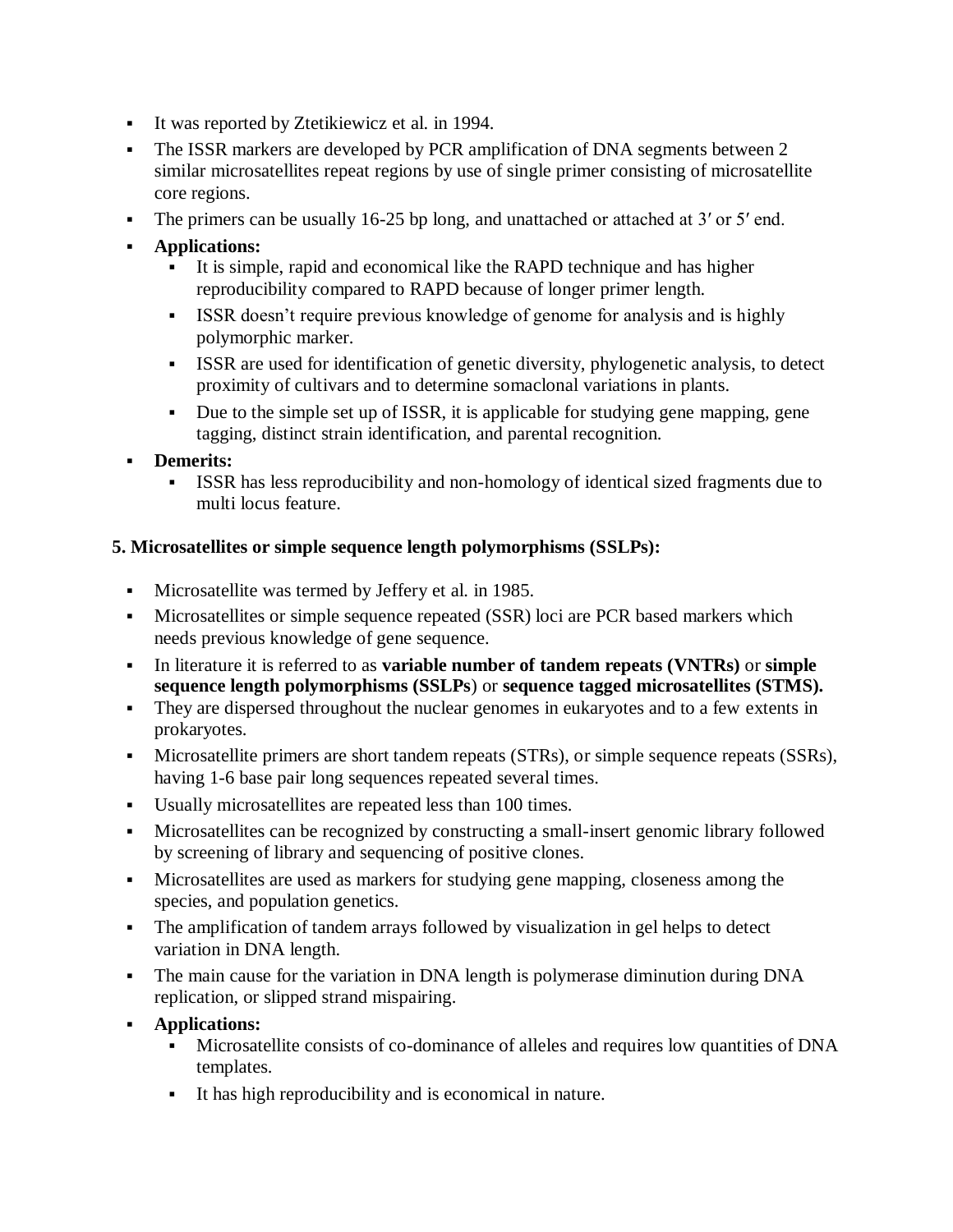- It was reported by Ztetikiewicz et al. in 1994.
- The ISSR markers are developed by PCR amplification of DNA segments between 2 similar microsatellites repeat regions by use of single primer consisting of microsatellite core regions.
- The primers can be usually 16-25 bp long, and unattached or attached at 3′ or 5′ end.
- **Applications:**
  - It is simple, rapid and economical like the RAPD technique and has higher reproducibility compared to RAPD because of longer primer length.
  - ISSR doesn't require previous knowledge of genome for analysis and is highly polymorphic marker.
  - ISSR are used for identification of genetic diversity, phylogenetic analysis, to detect proximity of cultivars and to determine somaclonal variations in plants.
  - Due to the simple set up of ISSR, it is applicable for studying gene mapping, gene tagging, distinct strain identification, and parental recognition.
- **Demerits:**
  - ISSR has less reproducibility and non-homology of identical sized fragments due to multi locus feature.

**5. Microsatellites or simple sequence length polymorphisms (SSLPs):**

- Microsatellite was termed by Jeffery et al. in 1985.
- Microsatellites or simple sequence repeated (SSR) loci are PCR based markers which needs previous knowledge of gene sequence.
- In literature it is referred to as **variable number of tandem repeats (VNTRs)** or **simple sequence length polymorphisms (SSLPs**) or **sequence tagged microsatellites (STMS).**
- They are dispersed throughout the nuclear genomes in eukaryotes and to a few extents in prokaryotes.
- Microsatellite primers are short tandem repeats (STRs), or simple sequence repeats (SSRs), having 1-6 base pair long sequences repeated several times.
- Usually microsatellites are repeated less than 100 times.
- Microsatellites can be recognized by constructing a small-insert genomic library followed by screening of library and sequencing of positive clones.
- Microsatellites are used as markers for studying gene mapping, closeness among the species, and population genetics.
- The amplification of tandem arrays followed by visualization in gel helps to detect variation in DNA length.
- The main cause for the variation in DNA length is polymerase diminution during DNA replication, or slipped strand mispairing.
- **Applications:**
  - Microsatellite consists of co-dominance of alleles and requires low quantities of DNA templates.
  - It has high reproducibility and is economical in nature.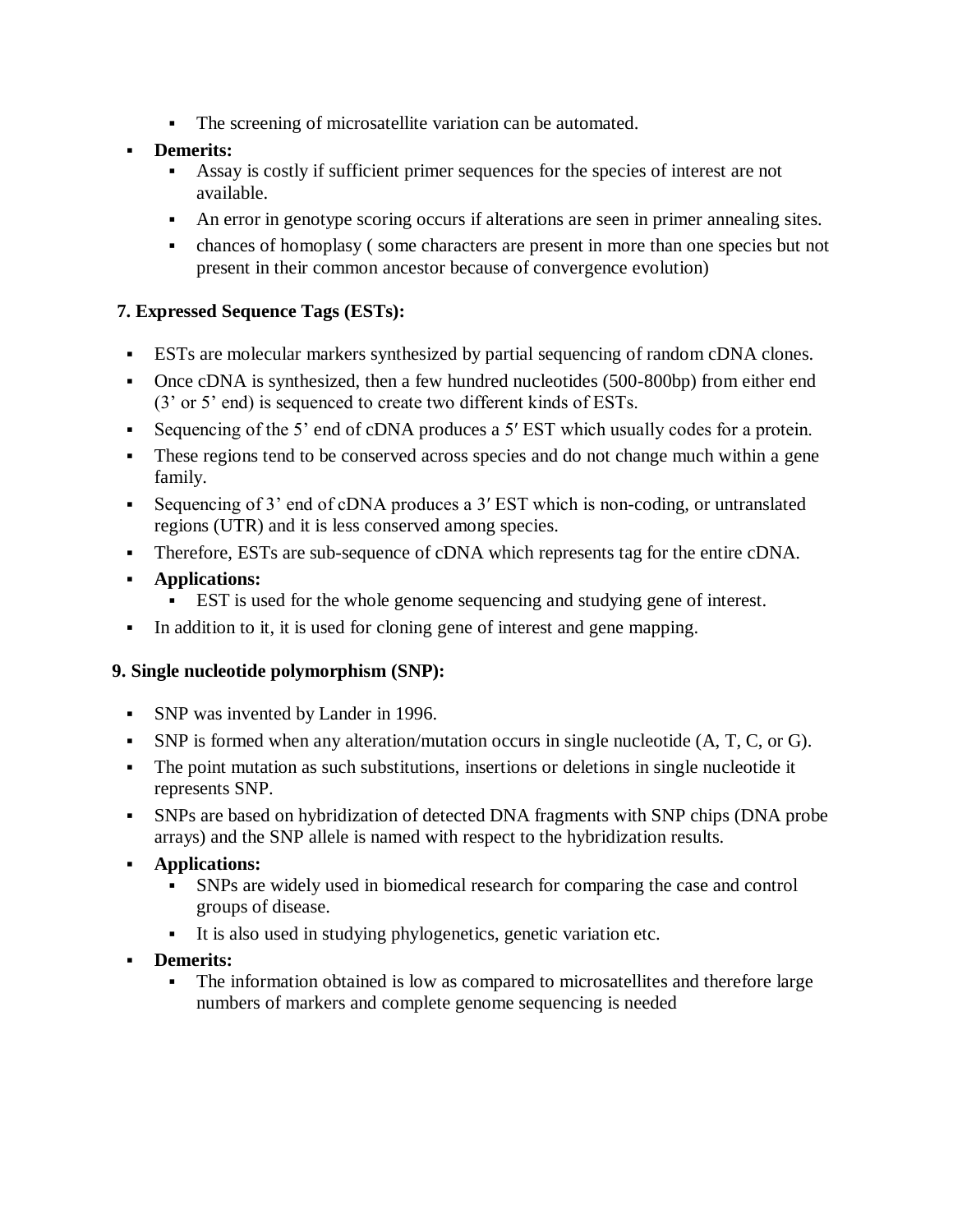- The screening of microsatellite variation can be automated.
- **Demerits:**
  - Assay is costly if sufficient primer sequences for the species of interest are not available.
  - An error in genotype scoring occurs if alterations are seen in primer annealing sites.
  - chances of homoplasy ( some characters are present in more than one species but not present in their common ancestor because of convergence evolution)

### 7. Expressed Sequence Tags (ESTs):

- ESTs are molecular markers synthesized by partial sequencing of random cDNA clones.
- Once cDNA is synthesized, then a few hundred nucleotides (500-800bp) from either end (3' or 5' end) is sequenced to create two different kinds of ESTs.
- Sequencing of the 5' end of cDNA produces a 5′ EST which usually codes for a protein.
- These regions tend to be conserved across species and do not change much within a gene family.
- Sequencing of 3' end of cDNA produces a 3′ EST which is non-coding, or untranslated regions (UTR) and it is less conserved among species.
- Therefore, ESTs are sub-sequence of cDNA which represents tag for the entire cDNA.
- **Applications:**
  - EST is used for the whole genome sequencing and studying gene of interest.
- In addition to it, it is used for cloning gene of interest and gene mapping.

### 9. Single nucleotide polymorphism (SNP):

- SNP was invented by Lander in 1996.
- SNP is formed when any alteration/mutation occurs in single nucleotide (A, T, C, or G).
- The point mutation as such substitutions, insertions or deletions in single nucleotide it represents SNP.
- SNPs are based on hybridization of detected DNA fragments with SNP chips (DNA probe arrays) and the SNP allele is named with respect to the hybridization results.
- **Applications:**
  - SNPs are widely used in biomedical research for comparing the case and control groups of disease.
  - It is also used in studying phylogenetics, genetic variation etc.
- **Demerits:**
  - The information obtained is low as compared to microsatellites and therefore large numbers of markers and complete genome sequencing is needed